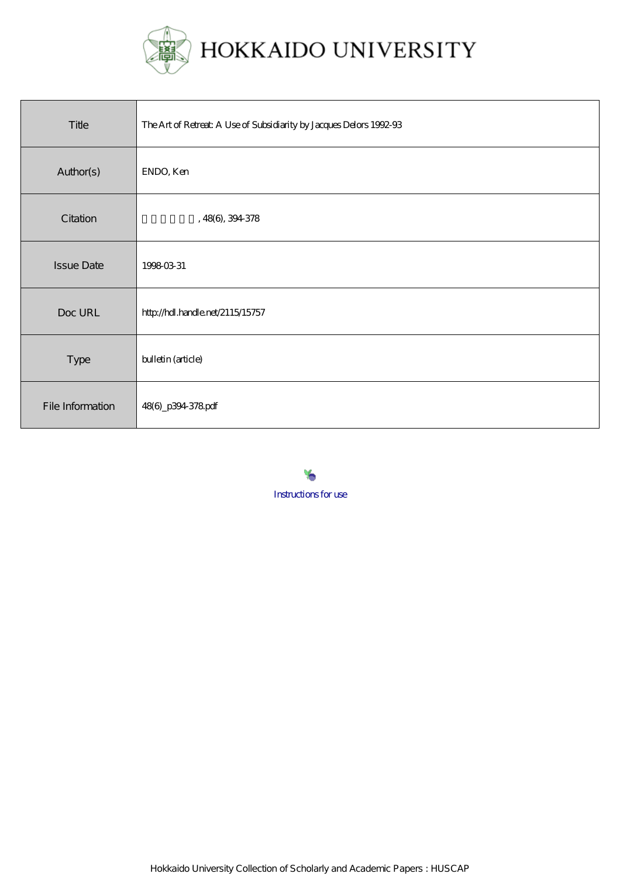# HOKKAIDO UNIVERSITY

| Title | The Art of Retreat: A Use of Subsidiarity by Jacques Delors 1992-93 |
| --- | --- |
| Author(s) | ENDO, Ken |
| Citation | 　　　　　　, 48(6), 394-378 |
| Issue Date | 1998-03-31 |
| Doc URL | http://hdl.handle.net/2115/15757 |
| Type | bulletin (article) |
| File Information | 48(6)_p394-378.pdf |

Instructions for use

Hokkaido University Collection of Scholarly and Academic Papers : HUSCAP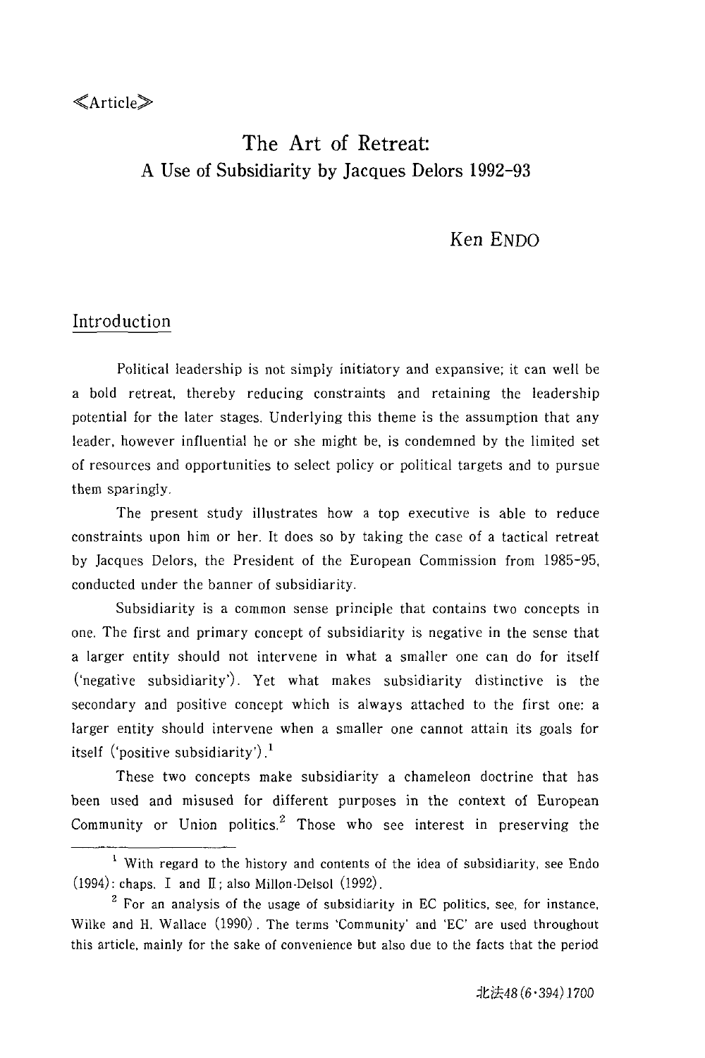≪Article≫

# The Art of Retreat:
## A Use of Subsidiarity by Jacques Delors 1992-93

Ken ENDO

## Introduction

Political leadership is not simply initiatory and expansive; it can well be a bold retreat, thereby reducing constraints and retaining the leadership potential for the later stages. Underlying this theme is the assumption that any leader, however influential he or she might be, is condemned by the limited set of resources and opportunities to select policy or political targets and to pursue them sparingly.

The present study illustrates how a top executive is able to reduce constraints upon him or her. It does so by taking the case of a tactical retreat by Jacques Delors, the President of the European Commission from 1985-95, conducted under the banner of subsidiarity.

Subsidiarity is a common sense principle that contains two concepts in one. The first and primary concept of subsidiarity is negative in the sense that a larger entity should not intervene in what a smaller one can do for itself ('negative subsidiarity'). Yet what makes subsidiarity distinctive is the secondary and positive concept which is always attached to the first one: a larger entity should intervene when a smaller one cannot attain its goals for itself ('positive subsidiarity').[1]

These two concepts make subsidiarity a chameleon doctrine that has been used and misused for different purposes in the context of European Community or Union politics.[2] Those who see interest in preserving the

---

[1] With regard to the history and contents of the idea of subsidiarity, see Endo (1994): chaps. I and II; also Millon-Delsol (1992).

[2] For an analysis of the usage of subsidiarity in EC politics, see, for instance, Wilke and H. Wallace (1990). The terms 'Community' and 'EC' are used throughout this article, mainly for the sake of convenience but also due to the facts that the period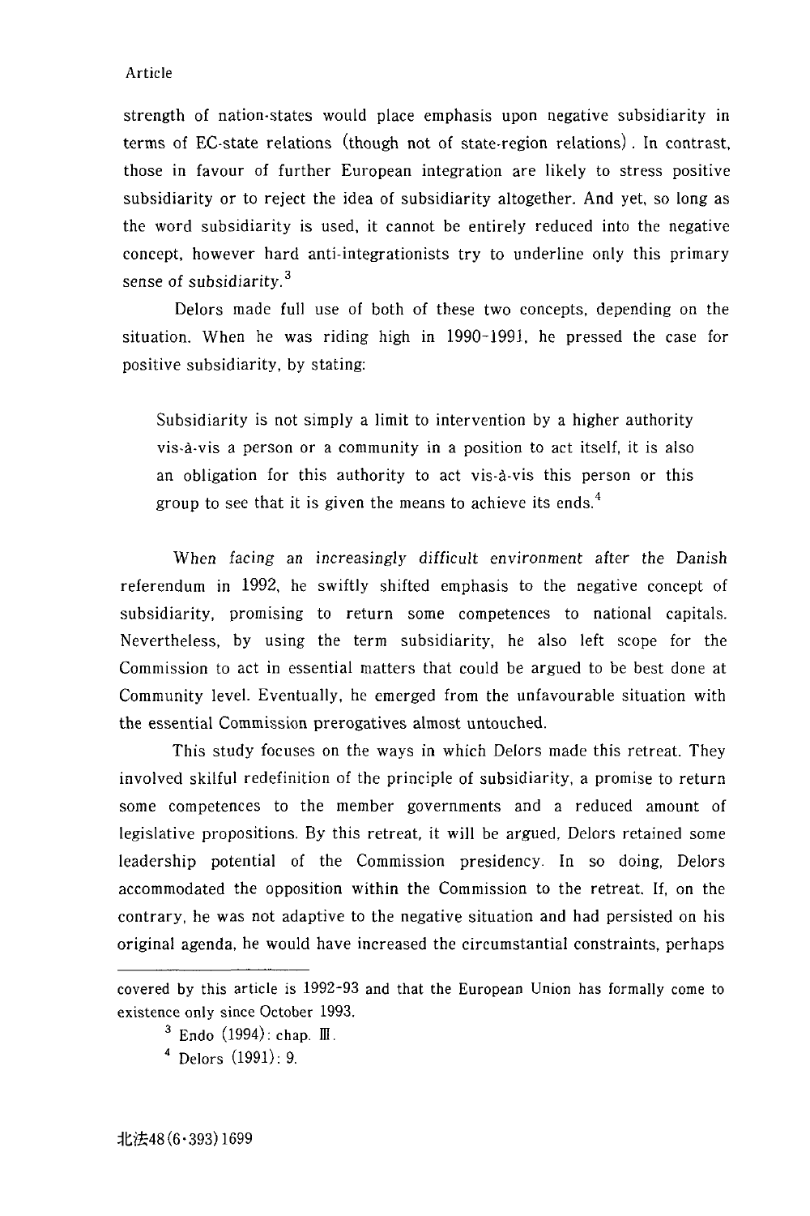strength of nation-states would place emphasis upon negative subsidiarity in terms of EC-state relations (though not of state-region relations). In contrast, those in favour of further European integration are likely to stress positive subsidiarity or to reject the idea of subsidiarity altogether. And yet, so long as the word subsidiarity is used, it cannot be entirely reduced into the negative concept, however hard anti-integrationists try to underline only this primary sense of subsidiarity.[3]

Delors made full use of both of these two concepts, depending on the situation. When he was riding high in 1990-1991, he pressed the case for positive subsidiarity, by stating:

> Subsidiarity is not simply a limit to intervention by a higher authority vis-à-vis a person or a community in a position to act itself, it is also an obligation for this authority to act vis-à-vis this person or this group to see that it is given the means to achieve its ends.[4]

When facing an increasingly difficult environment after the Danish referendum in 1992, he swiftly shifted emphasis to the negative concept of subsidiarity, promising to return some competences to national capitals. Nevertheless, by using the term subsidiarity, he also left scope for the Commission to act in essential matters that could be argued to be best done at Community level. Eventually, he emerged from the unfavourable situation with the essential Commission prerogatives almost untouched.

This study focuses on the ways in which Delors made this retreat. They involved skilful redefinition of the principle of subsidiarity, a promise to return some competences to the member governments and a reduced amount of legislative propositions. By this retreat, it will be argued, Delors retained some leadership potential of the Commission presidency. In so doing, Delors accommodated the opposition within the Commission to the retreat. If, on the contrary, he was not adaptive to the negative situation and had persisted on his original agenda, he would have increased the circumstantial constraints, perhaps

---

covered by this article is 1992-93 and that the European Union has formally come to existence only since October 1993.

[3] Endo (1994): chap. Ⅲ.

[4] Delors (1991): 9.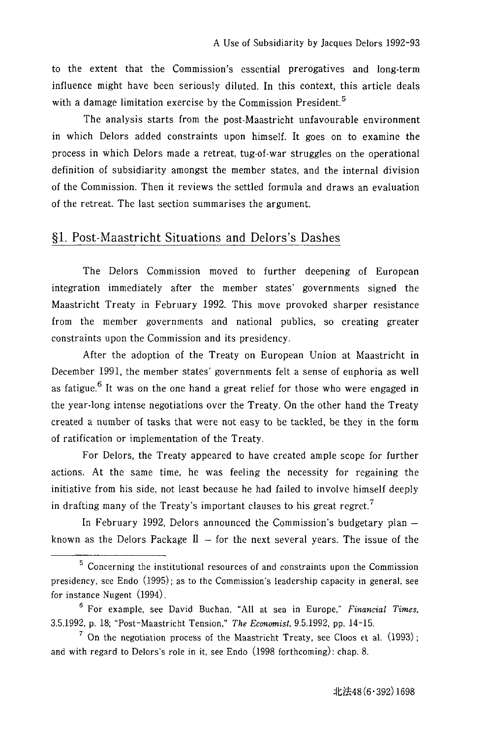to the extent that the Commission's essential prerogatives and long-term influence might have been seriously diluted. In this context, this article deals with a damage limitation exercise by the Commission President.[5]

The analysis starts from the post-Maastricht unfavourable environment in which Delors added constraints upon himself. It goes on to examine the process in which Delors made a retreat, tug-of-war struggles on the operational definition of subsidiarity amongst the member states, and the internal division of the Commission. Then it reviews the settled formula and draws an evaluation of the retreat. The last section summarises the argument.

## §1. Post-Maastricht Situations and Delors's Dashes

The Delors Commission moved to further deepening of European integration immediately after the member states' governments signed the Maastricht Treaty in February 1992. This move provoked sharper resistance from the member governments and national publics, so creating greater constraints upon the Commission and its presidency.

After the adoption of the Treaty on European Union at Maastricht in December 1991, the member states' governments felt a sense of euphoria as well as fatigue.[6] It was on the one hand a great relief for those who were engaged in the year-long intense negotiations over the Treaty. On the other hand the Treaty created a number of tasks that were not easy to be tackled, be they in the form of ratification or implementation of the Treaty.

For Delors, the Treaty appeared to have created ample scope for further actions. At the same time, he was feeling the necessity for regaining the initiative from his side, not least because he had failed to involve himself deeply in drafting many of the Treaty's important clauses to his great regret.[7]

In February 1992, Delors announced the Commission's budgetary plan — known as the Delors Package II — for the next several years. The issue of the

---

[5] Concerning the institutional resources of and constraints upon the Commission presidency, see Endo (1995); as to the Commission's leadership capacity in general, see for instance Nugent (1994).

[6] For example, see David Buchan, "All at sea in Europe," *Financial Times*, 3.5.1992, p. 18; "Post-Maastricht Tension," *The Economist*, 9.5.1992, pp. 14-15.

[7] On the negotiation process of the Maastricht Treaty, see Cloos et al. (1993); and with regard to Delors's role in it, see Endo (1998 forthcoming): chap. 8.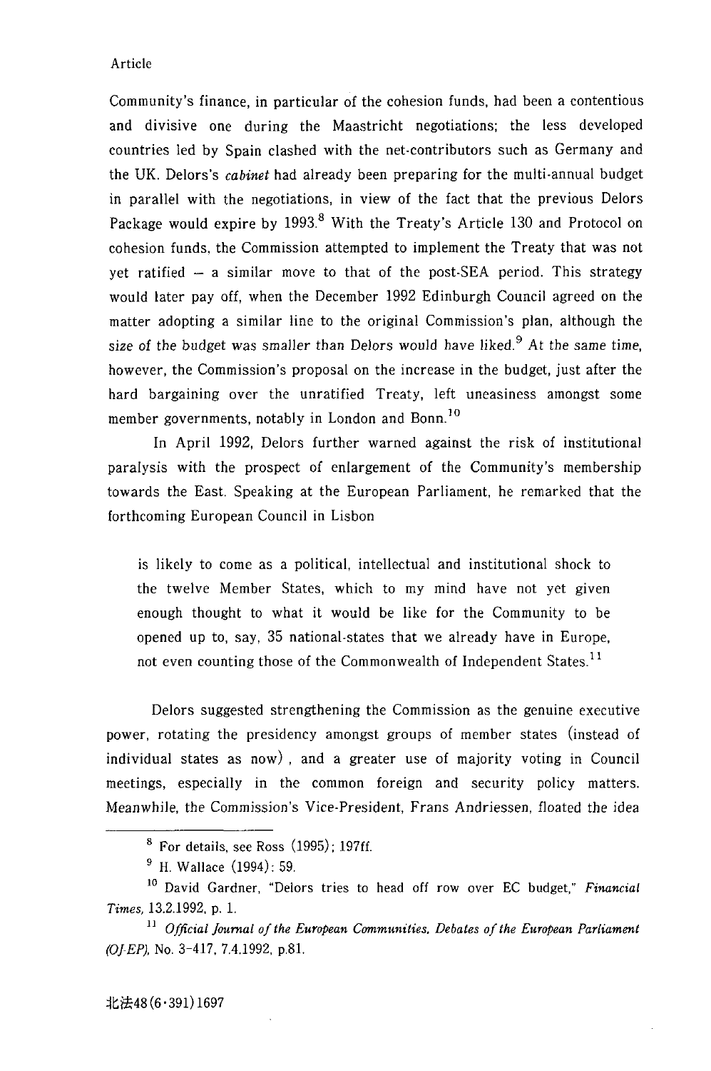Community's finance, in particular of the cohesion funds, had been a contentious and divisive one during the Maastricht negotiations; the less developed countries led by Spain clashed with the net-contributors such as Germany and the UK. Delors's *cabinet* had already been preparing for the multi-annual budget in parallel with the negotiations, in view of the fact that the previous Delors Package would expire by 1993.[8] With the Treaty's Article 130 and Protocol on cohesion funds, the Commission attempted to implement the Treaty that was not yet ratified — a similar move to that of the post-SEA period. This strategy would later pay off, when the December 1992 Edinburgh Council agreed on the matter adopting a similar line to the original Commission's plan, although the size of the budget was smaller than Delors would have liked.[9] At the same time, however, the Commission's proposal on the increase in the budget, just after the hard bargaining over the unratified Treaty, left uneasiness amongst some member governments, notably in London and Bonn.[10]

In April 1992, Delors further warned against the risk of institutional paralysis with the prospect of enlargement of the Community's membership towards the East. Speaking at the European Parliament, he remarked that the forthcoming European Council in Lisbon

> is likely to come as a political, intellectual and institutional shock to the twelve Member States, which to my mind have not yet given enough thought to what it would be like for the Community to be opened up to, say, 35 national-states that we already have in Europe, not even counting those of the Commonwealth of Independent States.[11]

Delors suggested strengthening the Commission as the genuine executive power, rotating the presidency amongst groups of member states (instead of individual states as now), and a greater use of majority voting in Council meetings, especially in the common foreign and security policy matters. Meanwhile, the Commission's Vice-President, Frans Andriessen, floated the idea

---

[8] For details, see Ross (1995); 197ff.

[9] H. Wallace (1994): 59.

[10] David Gardner, "Delors tries to head off row over EC budget," *Financial Times*, 13.2.1992, p. 1.

[11] *Official Journal of the European Communities, Debates of the European Parliament (OJ-EP)*, No. 3-417, 7.4.1992, p.81.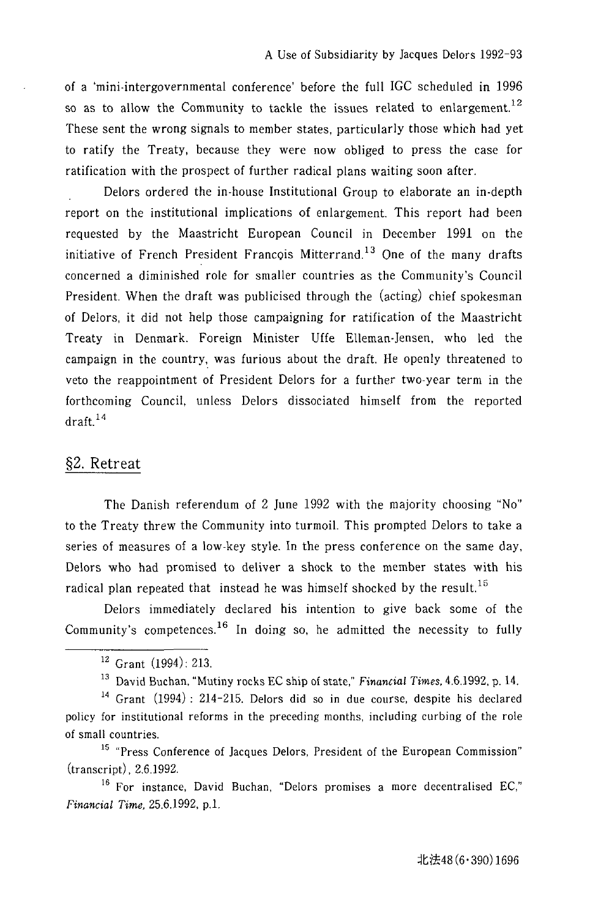of a 'mini-intergovernmental conference' before the full IGC scheduled in 1996 so as to allow the Community to tackle the issues related to enlargement.[12] These sent the wrong signals to member states, particularly those which had yet to ratify the Treaty, because they were now obliged to press the case for ratification with the prospect of further radical plans waiting soon after.

Delors ordered the in-house Institutional Group to elaborate an in-depth report on the institutional implications of enlargement. This report had been requested by the Maastricht European Council in December 1991 on the initiative of French President François Mitterrand.[13] One of the many drafts concerned a diminished role for smaller countries as the Community's Council President. When the draft was publicised through the (acting) chief spokesman of Delors, it did not help those campaigning for ratification of the Maastricht Treaty in Denmark. Foreign Minister Uffe Elleman-Jensen, who led the campaign in the country, was furious about the draft. He openly threatened to veto the reappointment of President Delors for a further two-year term in the forthcoming Council, unless Delors dissociated himself from the reported draft.[14]

## §2. Retreat

The Danish referendum of 2 June 1992 with the majority choosing "No" to the Treaty threw the Community into turmoil. This prompted Delors to take a series of measures of a low-key style. In the press conference on the same day, Delors who had promised to deliver a shock to the member states with his radical plan repeated that instead he was himself shocked by the result.[15]

Delors immediately declared his intention to give back some of the Community's competences.[16] In doing so, he admitted the necessity to fully

---

[12] Grant (1994): 213.

[13] David Buchan, "Mutiny rocks EC ship of state," *Financial Times*, 4.6.1992, p. 14.

[14] Grant (1994): 214-215. Delors did so in due course, despite his declared policy for institutional reforms in the preceding months, including curbing of the role of small countries.

[15] "Press Conference of Jacques Delors, President of the European Commission" (transcript), 2.6.1992.

[16] For instance, David Buchan, "Delors promises a more decentralised EC," *Financial Time*, 25.6.1992, p.1.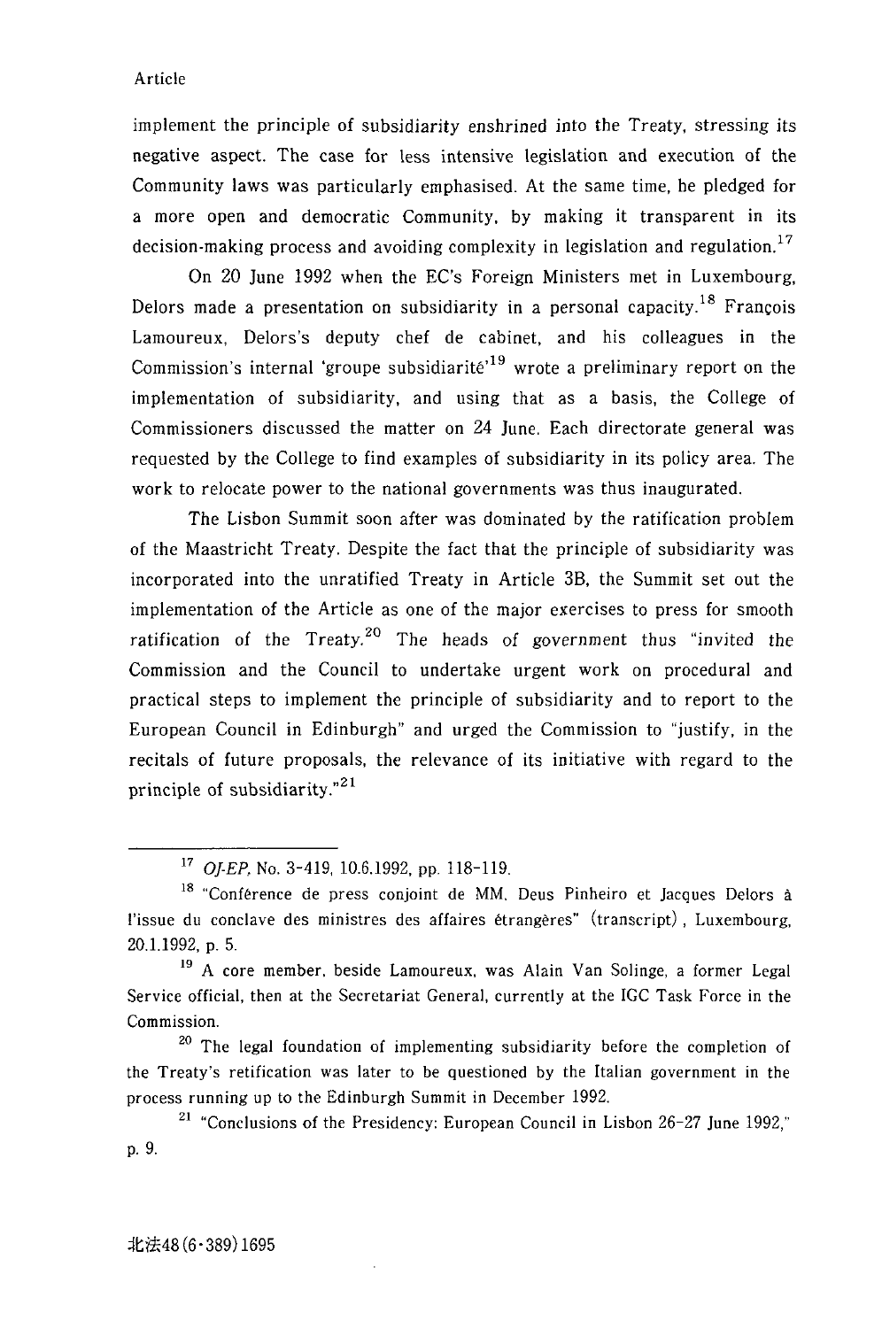implement the principle of subsidiarity enshrined into the Treaty, stressing its negative aspect. The case for less intensive legislation and execution of the Community laws was particularly emphasised. At the same time, he pledged for a more open and democratic Community, by making it transparent in its decision-making process and avoiding complexity in legislation and regulation.[17]

On 20 June 1992 when the EC's Foreign Ministers met in Luxembourg, Delors made a presentation on subsidiarity in a personal capacity.[18] François Lamoureux, Delors's deputy chef de cabinet, and his colleagues in the Commission's internal 'groupe subsidiarité'[19] wrote a preliminary report on the implementation of subsidiarity, and using that as a basis, the College of Commissioners discussed the matter on 24 June. Each directorate general was requested by the College to find examples of subsidiarity in its policy area. The work to relocate power to the national governments was thus inaugurated.

The Lisbon Summit soon after was dominated by the ratification problem of the Maastricht Treaty. Despite the fact that the principle of subsidiarity was incorporated into the unratified Treaty in Article 3B, the Summit set out the implementation of the Article as one of the major exercises to press for smooth ratification of the Treaty.[20] The heads of government thus "invited the Commission and the Council to undertake urgent work on procedural and practical steps to implement the principle of subsidiarity and to report to the European Council in Edinburgh" and urged the Commission to "justify, in the recitals of future proposals, the relevance of its initiative with regard to the principle of subsidiarity."[21]

---

[17] *OJ-EP*, No. 3-419, 10.6.1992, pp. 118-119.

[18] "Conférence de press conjoint de MM. Deus Pinheiro et Jacques Delors à l'issue du conclave des ministres des affaires étrangères" (transcript), Luxembourg, 20.1.1992, p. 5.

[19] A core member, beside Lamoureux, was Alain Van Solinge, a former Legal Service official, then at the Secretariat General, currently at the IGC Task Force in the Commission.

[20] The legal foundation of implementing subsidiarity before the completion of the Treaty's retification was later to be questioned by the Italian government in the process running up to the Edinburgh Summit in December 1992.

[21] "Conclusions of the Presidency: European Council in Lisbon 26-27 June 1992," p. 9.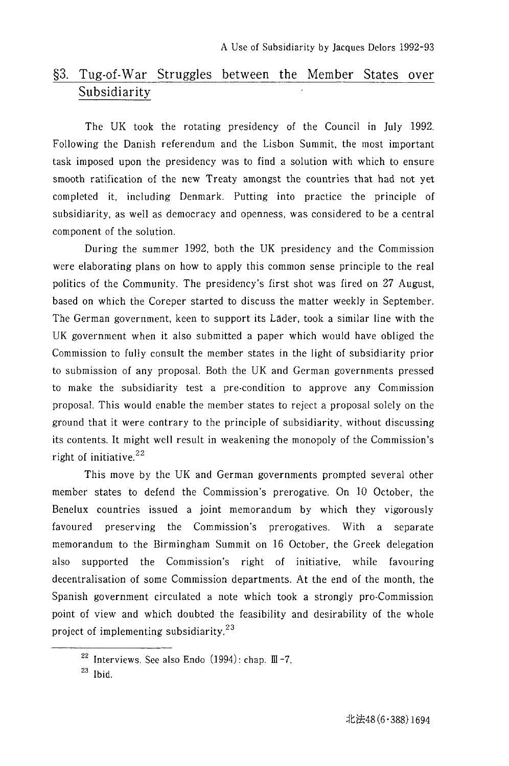## §3. Tug-of-War Struggles between the Member States over Subsidiarity

The UK took the rotating presidency of the Council in July 1992. Following the Danish referendum and the Lisbon Summit, the most important task imposed upon the presidency was to find a solution with which to ensure smooth ratification of the new Treaty amongst the countries that had not yet completed it, including Denmark. Putting into practice the principle of subsidiarity, as well as democracy and openness, was considered to be a central component of the solution.

During the summer 1992, both the UK presidency and the Commission were elaborating plans on how to apply this common sense principle to the real politics of the Community. The presidency's first shot was fired on 27 August, based on which the Coreper started to discuss the matter weekly in September. The German government, keen to support its Läder, took a similar line with the UK government when it also submitted a paper which would have obliged the Commission to fully consult the member states in the light of subsidiarity prior to submission of any proposal. Both the UK and German governments pressed to make the subsidiarity test a pre-condition to approve any Commission proposal. This would enable the member states to reject a proposal solely on the ground that it were contrary to the principle of subsidiarity, without discussing its contents. It might well result in weakening the monopoly of the Commission's right of initiative.[22]

This move by the UK and German governments prompted several other member states to defend the Commission's prerogative. On 10 October, the Benelux countries issued a joint memorandum by which they vigorously favoured preserving the Commission's prerogatives. With a separate memorandum to the Birmingham Summit on 16 October, the Greek delegation also supported the Commission's right of initiative, while favouring decentralisation of some Commission departments. At the end of the month, the Spanish government circulated a note which took a strongly pro-Commission point of view and which doubted the feasibility and desirability of the whole project of implementing subsidiarity.[23]

---

[22] Interviews. See also Endo (1994): chap. III-7.

[23] Ibid.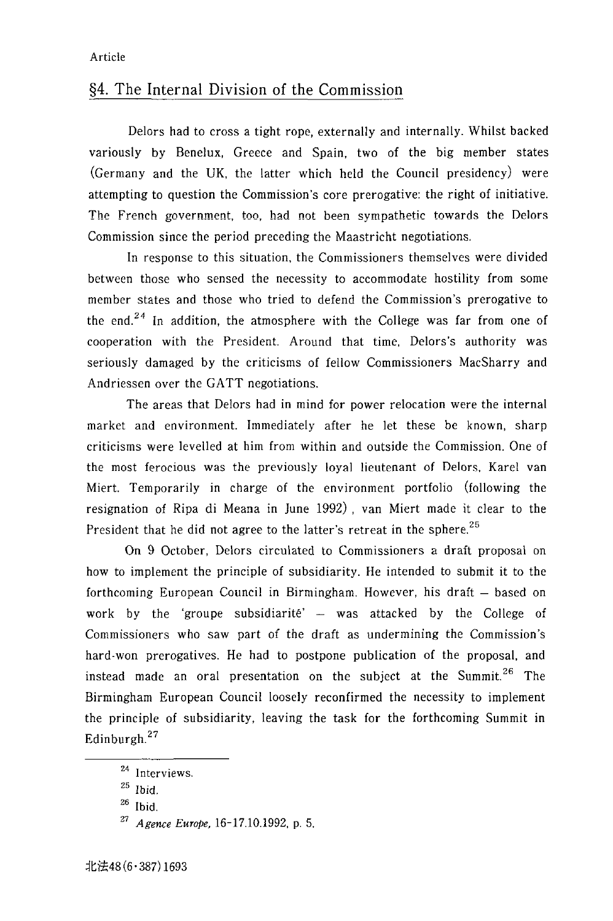## §4. The Internal Division of the Commission

Delors had to cross a tight rope, externally and internally. Whilst backed variously by Benelux, Greece and Spain, two of the big member states (Germany and the UK, the latter which held the Council presidency) were attempting to question the Commission's core prerogative: the right of initiative. The French government, too, had not been sympathetic towards the Delors Commission since the period preceding the Maastricht negotiations.

In response to this situation, the Commissioners themselves were divided between those who sensed the necessity to accommodate hostility from some member states and those who tried to defend the Commission's prerogative to the end.[24] In addition, the atmosphere with the College was far from one of cooperation with the President. Around that time, Delors's authority was seriously damaged by the criticisms of fellow Commissioners MacSharry and Andriessen over the GATT negotiations.

The areas that Delors had in mind for power relocation were the internal market and environment. Immediately after he let these be known, sharp criticisms were levelled at him from within and outside the Commission. One of the most ferocious was the previously loyal lieutenant of Delors, Karel van Miert. Temporarily in charge of the environment portfolio (following the resignation of Ripa di Meana in June 1992), van Miert made it clear to the President that he did not agree to the latter's retreat in the sphere.[25]

On 9 October, Delors circulated to Commissioners a draft proposal on how to implement the principle of subsidiarity. He intended to submit it to the forthcoming European Council in Birmingham. However, his draft – based on work by the 'groupe subsidiarité' – was attacked by the College of Commissioners who saw part of the draft as undermining the Commission's hard-won prerogatives. He had to postpone publication of the proposal, and instead made an oral presentation on the subject at the Summit.[26] The Birmingham European Council loosely reconfirmed the necessity to implement the principle of subsidiarity, leaving the task for the forthcoming Summit in Edinburgh.[27]

---

[24] Interviews.

[25] Ibid.

[26] Ibid.

[27] *Agence Europe*, 16-17.10.1992, p. 5.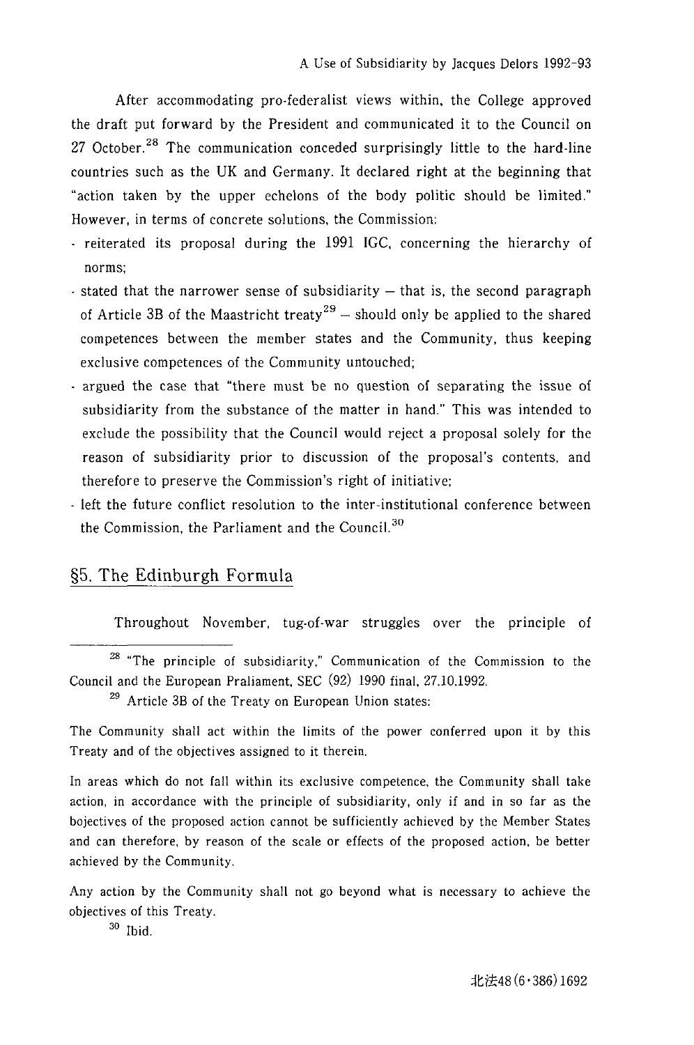After accommodating pro-federalist views within, the College approved the draft put forward by the President and communicated it to the Council on 27 October.[28] The communication conceded surprisingly little to the hard-line countries such as the UK and Germany. It declared right at the beginning that "action taken by the upper echelons of the body politic should be limited." However, in terms of concrete solutions, the Commission:

- reiterated its proposal during the 1991 IGC, concerning the hierarchy of norms;
- stated that the narrower sense of subsidiarity – that is, the second paragraph of Article 3B of the Maastricht treaty[29] – should only be applied to the shared competences between the member states and the Community, thus keeping exclusive competences of the Community untouched;
- argued the case that "there must be no question of separating the issue of subsidiarity from the substance of the matter in hand." This was intended to exclude the possibility that the Council would reject a proposal solely for the reason of subsidiarity prior to discussion of the proposal's contents, and therefore to preserve the Commission's right of initiative;
- left the future conflict resolution to the inter-institutional conference between the Commission, the Parliament and the Council.[30]

## §5. The Edinburgh Formula

Throughout November, tug-of-war struggles over the principle of

[28] "The principle of subsidiarity," Communication of the Commission to the Council and the European Praliament, SEC (92) 1990 final, 27.10.1992.

[29] Article 3B of the Treaty on European Union states:

The Community shall act within the limits of the power conferred upon it by this Treaty and of the objectives assigned to it therein.

In areas which do not fall within its exclusive competence, the Community shall take action, in accordance with the principle of subsidiarity, only if and in so far as the bojectives of the proposed action cannot be sufficiently achieved by the Member States and can therefore, by reason of the scale or effects of the proposed action, be better achieved by the Community.

Any action by the Community shall not go beyond what is necessary to achieve the objectives of this Treaty.

[30] Ibid.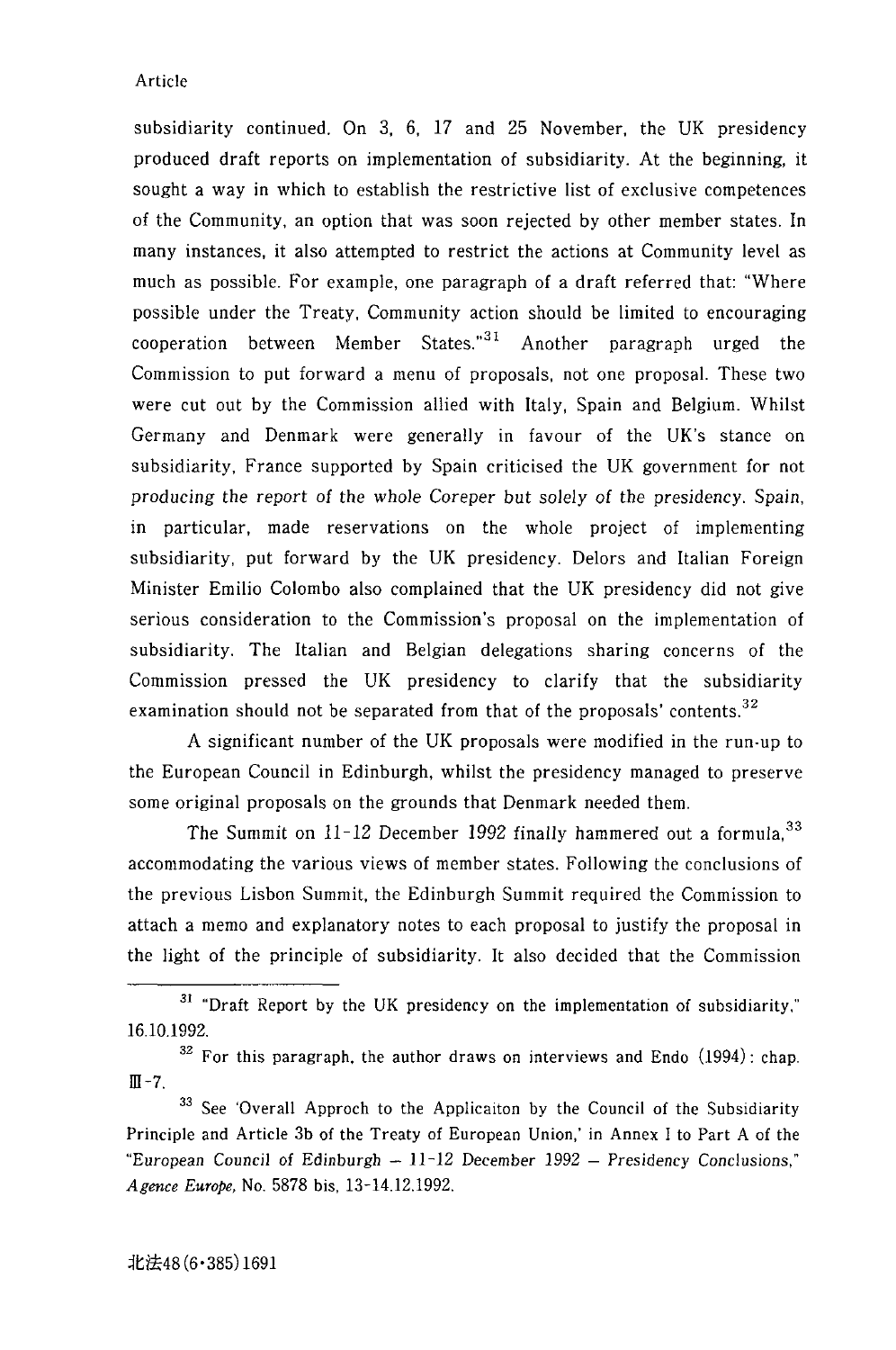subsidiarity continued. On 3, 6, 17 and 25 November, the UK presidency produced draft reports on implementation of subsidiarity. At the beginning, it sought a way in which to establish the restrictive list of exclusive competences of the Community, an option that was soon rejected by other member states. In many instances, it also attempted to restrict the actions at Community level as much as possible. For example, one paragraph of a draft referred that: "Where possible under the Treaty, Community action should be limited to encouraging cooperation between Member States."[31] Another paragraph urged the Commission to put forward a menu of proposals, not one proposal. These two were cut out by the Commission allied with Italy, Spain and Belgium. Whilst Germany and Denmark were generally in favour of the UK's stance on subsidiarity, France supported by Spain criticised the UK government for not producing the report of the whole Coreper but solely of the presidency. Spain, in particular, made reservations on the whole project of implementing subsidiarity, put forward by the UK presidency. Delors and Italian Foreign Minister Emilio Colombo also complained that the UK presidency did not give serious consideration to the Commission's proposal on the implementation of subsidiarity. The Italian and Belgian delegations sharing concerns of the Commission pressed the UK presidency to clarify that the subsidiarity examination should not be separated from that of the proposals' contents.[32]

A significant number of the UK proposals were modified in the run-up to the European Council in Edinburgh, whilst the presidency managed to preserve some original proposals on the grounds that Denmark needed them.

The Summit on 11-12 December 1992 finally hammered out a formula,[33] accommodating the various views of member states. Following the conclusions of the previous Lisbon Summit, the Edinburgh Summit required the Commission to attach a memo and explanatory notes to each proposal to justify the proposal in the light of the principle of subsidiarity. It also decided that the Commission

---

[31] "Draft Report by the UK presidency on the implementation of subsidiarity," 16.10.1992.

[32] For this paragraph, the author draws on interviews and Endo (1994): chap. III-7.

[33] See 'Overall Approch to the Applicaiton by the Council of the Subsidiarity Principle and Article 3b of the Treaty of European Union,' in Annex I to Part A of the "European Council of Edinburgh – 11-12 December 1992 – Presidency Conclusions," *Agence Europe*, No. 5878 bis, 13-14.12.1992.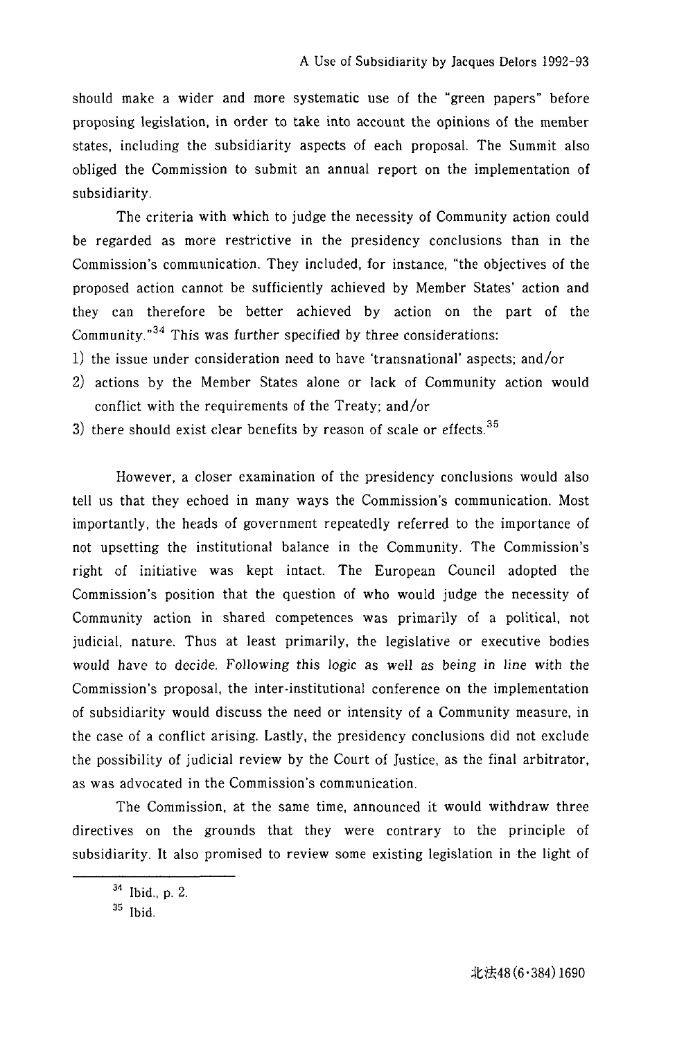should make a wider and more systematic use of the "green papers" before proposing legislation, in order to take into account the opinions of the member states, including the subsidiarity aspects of each proposal. The Summit also obliged the Commission to submit an annual report on the implementation of subsidiarity.

The criteria with which to judge the necessity of Community action could be regarded as more restrictive in the presidency conclusions than in the Commission's communication. They included, for instance, "the objectives of the proposed action cannot be sufficiently achieved by Member States' action and they can therefore be better achieved by action on the part of the Community."[34] This was further specified by three considerations:

1) the issue under consideration need to have 'transnational' aspects; and/or
2) actions by the Member States alone or lack of Community action would conflict with the requirements of the Treaty; and/or
3) there should exist clear benefits by reason of scale or effects.[35]

However, a closer examination of the presidency conclusions would also tell us that they echoed in many ways the Commission's communication. Most importantly, the heads of government repeatedly referred to the importance of not upsetting the institutional balance in the Community. The Commission's right of initiative was kept intact. The European Council adopted the Commission's position that the question of who would judge the necessity of Community action in shared competences was primarily of a political, not judicial, nature. Thus at least primarily, the legislative or executive bodies would have to decide. Following this logic as well as being in line with the Commission's proposal, the inter-institutional conference on the implementation of subsidiarity would discuss the need or intensity of a Community measure, in the case of a conflict arising. Lastly, the presidency conclusions did not exclude the possibility of judicial review by the Court of Justice, as the final arbitrator, as was advocated in the Commission's communication.

The Commission, at the same time, announced it would withdraw three directives on the grounds that they were contrary to the principle of subsidiarity. It also promised to review some existing legislation in the light of

---

[34] Ibid., p. 2.

[35] Ibid.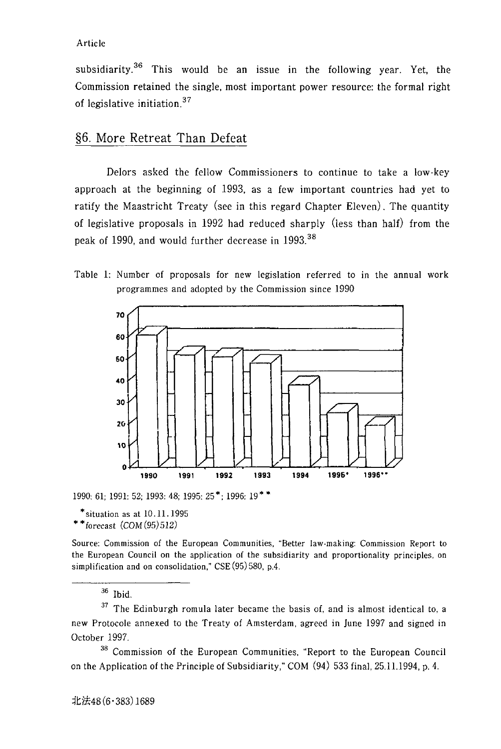subsidiarity.[36] This would be an issue in the following year. Yet, the Commission retained the single, most important power resource: the formal right of legislative initiation.[37]

## §6. More Retreat Than Defeat

Delors asked the fellow Commissioners to continue to take a low-key approach at the beginning of 1993, as a few important countries had yet to ratify the Maastricht Treaty (see in this regard Chapter Eleven). The quantity of legislative proposals in 1992 had reduced sharply (less than half) from the peak of 1990, and would further decrease in 1993.[38]

Table 1: Number of proposals for new legislation referred to in the annual work programmes and adopted by the Commission since 1990

| Year | Number of proposals |
|---|---|
| 1990 | 61 |
| 1991 | 52 |
| 1992 | |
| 1993 | 48 |
| 1994 | |
| 1995* | 25 |
| 1996** | 19 |

1990: 61; 1991: 52; 1993: 48; 1995: 25*; 1996: 19**

*situation as at 10.11.1995
**forecast (*COM(95)512*)

Source: Commission of the European Communities, "Better law-making: Commission Report to the European Council on the application of the subsidiarity and proportionality principles, on simplification and on consolidation," CSE(95)580, p.4.

---

[36] Ibid.

[37] The Edinburgh romula later became the basis of, and is almost identical to, a new Protocole annexed to the Treaty of Amsterdam, agreed in June 1997 and signed in October 1997.

[38] Commission of the European Communities, "Report to the European Council on the Application of the Principle of Subsidiarity," COM (94) 533 final, 25.11.1994, p. 4.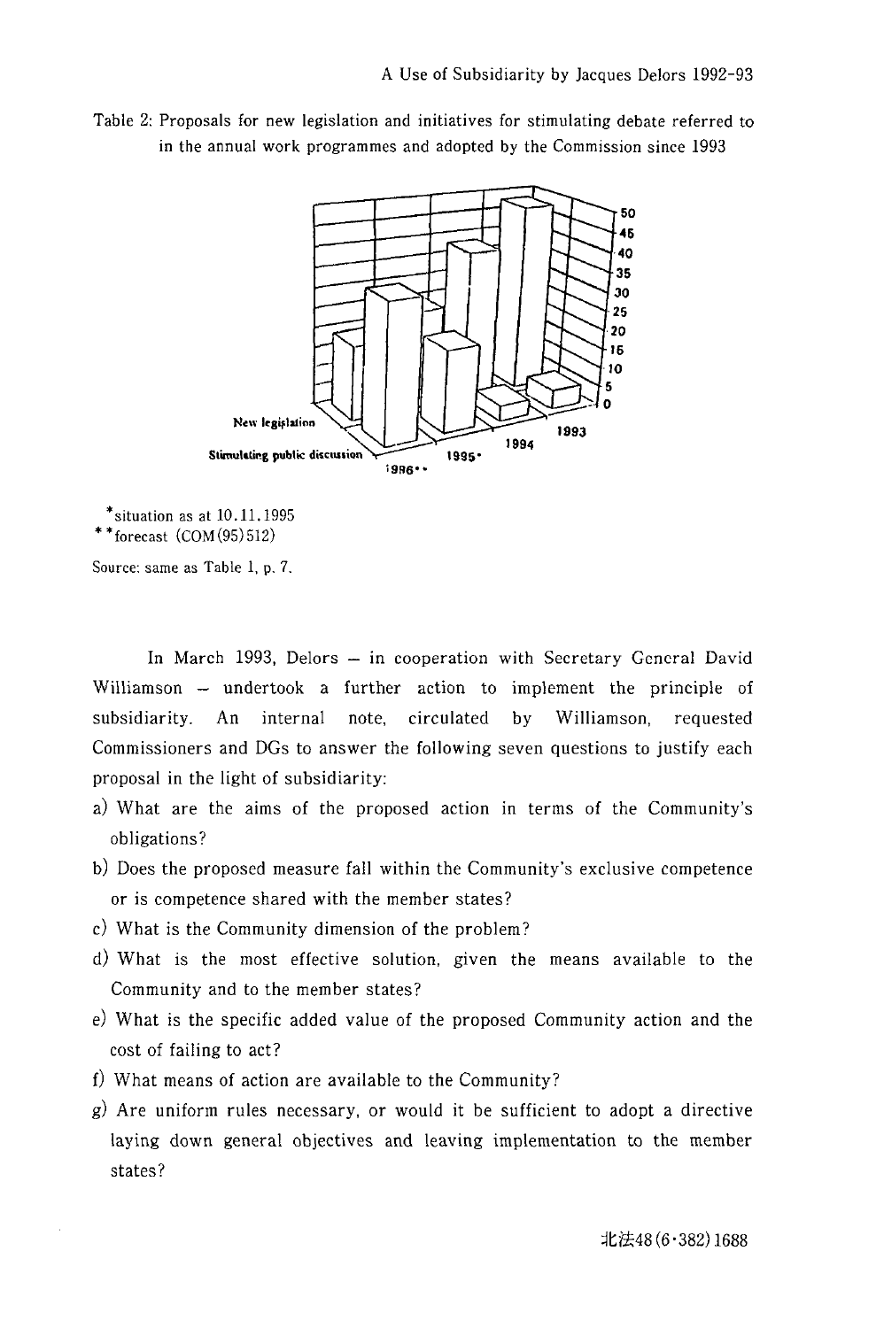Table 2: Proposals for new legislation and initiatives for stimulating debate referred to in the annual work programmes and adopted by the Commission since 1993

*situation as at 10.11.1995
**forecast (COM(95)512)

Source: same as Table 1, p. 7.

In March 1993, Delors – in cooperation with Secretary General David Williamson – undertook a further action to implement the principle of subsidiarity. An internal note, circulated by Williamson, requested Commissioners and DGs to answer the following seven questions to justify each proposal in the light of subsidiarity:

a) What are the aims of the proposed action in terms of the Community's obligations?
b) Does the proposed measure fall within the Community's exclusive competence or is competence shared with the member states?
c) What is the Community dimension of the problem?
d) What is the most effective solution, given the means available to the Community and to the member states?
e) What is the specific added value of the proposed Community action and the cost of failing to act?
f) What means of action are available to the Community?
g) Are uniform rules necessary, or would it be sufficient to adopt a directive laying down general objectives and leaving implementation to the member states?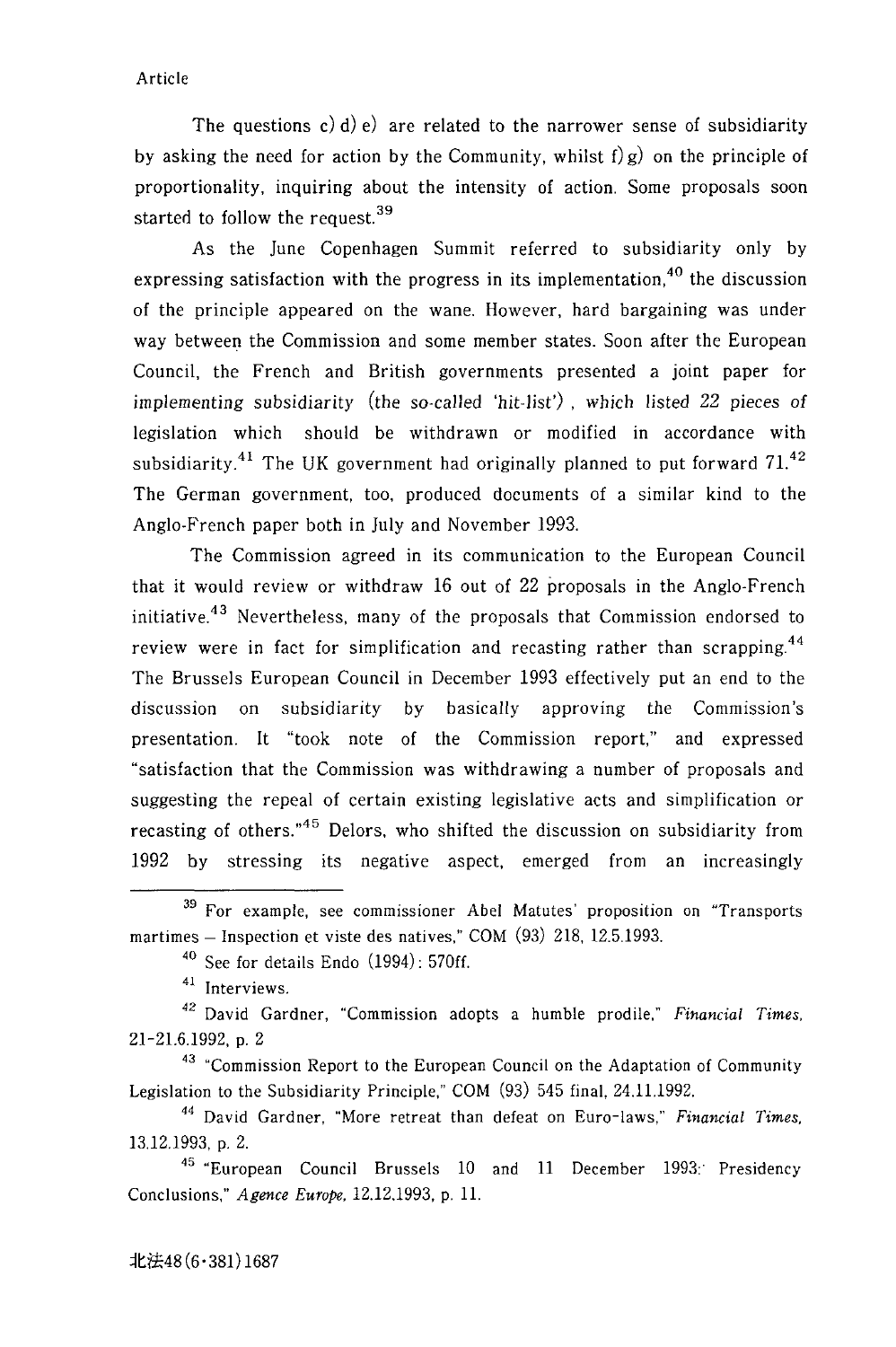The questions c) d) e) are related to the narrower sense of subsidiarity by asking the need for action by the Community, whilst f) g) on the principle of proportionality, inquiring about the intensity of action. Some proposals soon started to follow the request.[39]

As the June Copenhagen Summit referred to subsidiarity only by expressing satisfaction with the progress in its implementation,[40] the discussion of the principle appeared on the wane. However, hard bargaining was under way between the Commission and some member states. Soon after the European Council, the French and British governments presented a joint paper for implementing subsidiarity (the so-called 'hit-list'), which listed 22 pieces of legislation which should be withdrawn or modified in accordance with subsidiarity.[41] The UK government had originally planned to put forward 71.[42] The German government, too, produced documents of a similar kind to the Anglo-French paper both in July and November 1993.

The Commission agreed in its communication to the European Council that it would review or withdraw 16 out of 22 proposals in the Anglo-French initiative.[43] Nevertheless, many of the proposals that Commission endorsed to review were in fact for simplification and recasting rather than scrapping.[44] The Brussels European Council in December 1993 effectively put an end to the discussion on subsidiarity by basically approving the Commission's presentation. It "took note of the Commission report," and expressed "satisfaction that the Commission was withdrawing a number of proposals and suggesting the repeal of certain existing legislative acts and simplification or recasting of others."[45] Delors, who shifted the discussion on subsidiarity from 1992 by stressing its negative aspect, emerged from an increasingly

---

[39] For example, see commissioner Abel Matutes' proposition on "Transports martimes – Inspection et viste des natives," COM (93) 218, 12.5.1993.

[40] See for details Endo (1994): 570ff.

[41] Interviews.

[42] David Gardner, "Commission adopts a humble prodile," *Financial Times*, 21-21.6.1992, p. 2

[43] "Commission Report to the European Council on the Adaptation of Community Legislation to the Subsidiarity Principle," COM (93) 545 final, 24.11.1992.

[44] David Gardner, "More retreat than defeat on Euro-laws," *Financial Times*, 13.12.1993, p. 2.

[45] "European Council Brussels 10 and 11 December 1993: Presidency Conclusions," *Agence Europe*, 12.12.1993, p. 11.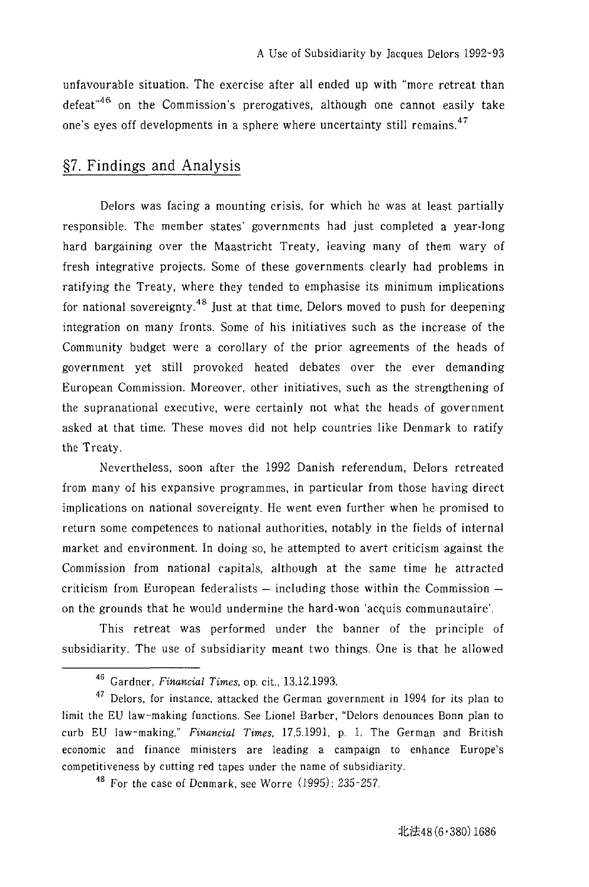unfavourable situation. The exercise after all ended up with "more retreat than defeat"[46] on the Commission's prerogatives, although one cannot easily take one's eyes off developments in a sphere where uncertainty still remains.[47]

## §7. Findings and Analysis

Delors was facing a mounting crisis, for which he was at least partially responsible. The member states' governments had just completed a year-long hard bargaining over the Maastricht Treaty, leaving many of them wary of fresh integrative projects. Some of these governments clearly had problems in ratifying the Treaty, where they tended to emphasise its minimum implications for national sovereignty.[48] Just at that time, Delors moved to push for deepening integration on many fronts. Some of his initiatives such as the increase of the Community budget were a corollary of the prior agreements of the heads of government yet still provoked heated debates over the ever demanding European Commission. Moreover, other initiatives, such as the strengthening of the supranational executive, were certainly not what the heads of government asked at that time. These moves did not help countries like Denmark to ratify the Treaty.

Nevertheless, soon after the 1992 Danish referendum, Delors retreated from many of his expansive programmes, in particular from those having direct implications on national sovereignty. He went even further when he promised to return some competences to national authorities, notably in the fields of internal market and environment. In doing so, he attempted to avert criticism against the Commission from national capitals, although at the same time he attracted criticism from European federalists – including those within the Commission – on the grounds that he would undermine the hard-won 'acquis communautaire'.

This retreat was performed under the banner of the principle of subsidiarity. The use of subsidiarity meant two things. One is that he allowed

---

[46] Gardner, *Financial Times*, op. cit., 13.12.1993.

[47] Delors, for instance, attacked the German government in 1994 for its plan to limit the EU law-making functions. See Lionel Barber, "Delors denounces Bonn plan to curb EU law-making," *Financial Times*, 17.5.1991, p. 1. The German and British economic and finance ministers are leading a campaign to enhance Europe's competitiveness by cutting red tapes under the name of subsidiarity.

[48] For the case of Denmark, see Worre (1995): 235-257.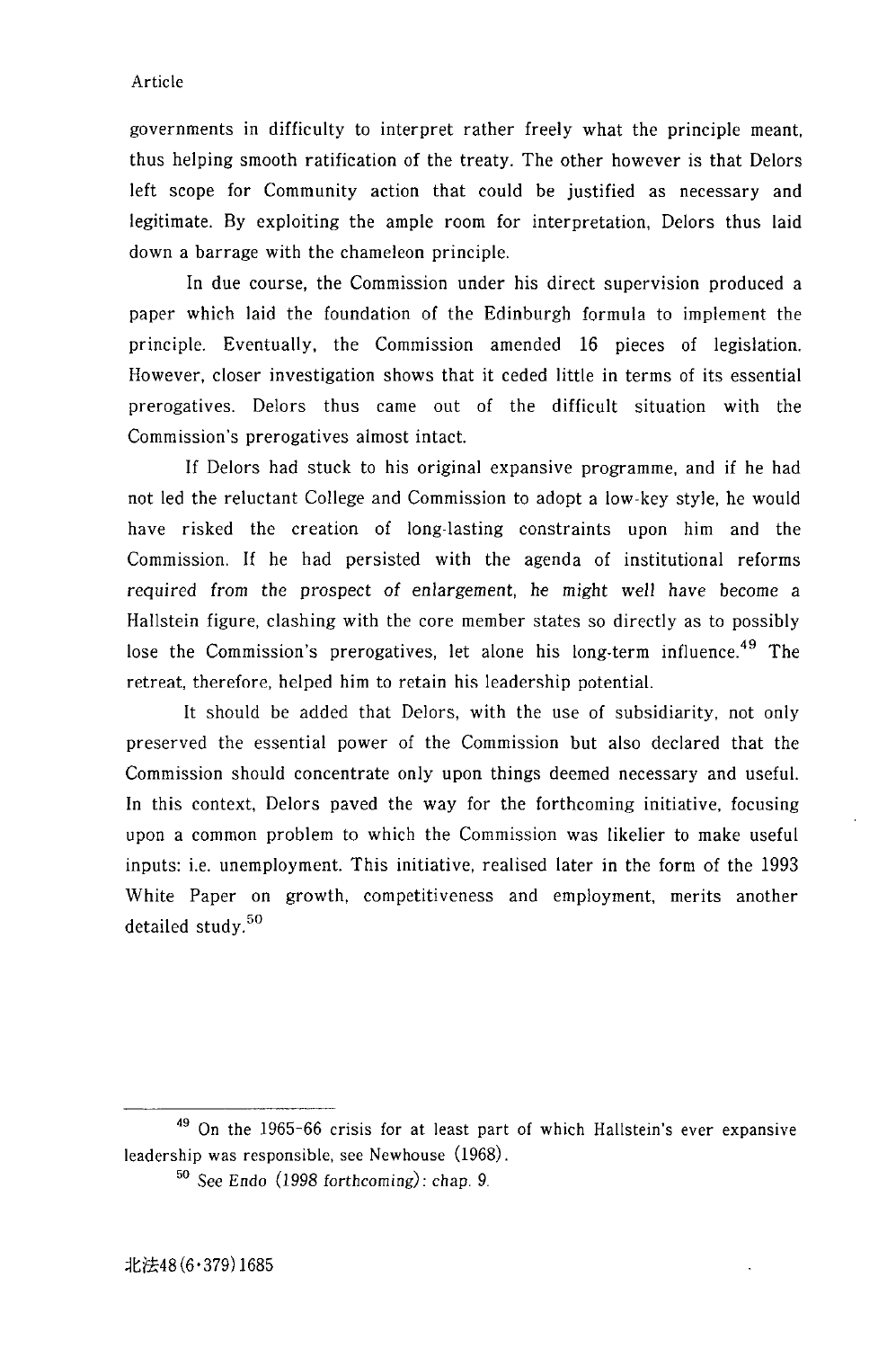governments in difficulty to interpret rather freely what the principle meant, thus helping smooth ratification of the treaty. The other however is that Delors left scope for Community action that could be justified as necessary and legitimate. By exploiting the ample room for interpretation, Delors thus laid down a barrage with the chameleon principle.

In due course, the Commission under his direct supervision produced a paper which laid the foundation of the Edinburgh formula to implement the principle. Eventually, the Commission amended 16 pieces of legislation. However, closer investigation shows that it ceded little in terms of its essential prerogatives. Delors thus came out of the difficult situation with the Commission's prerogatives almost intact.

If Delors had stuck to his original expansive programme, and if he had not led the reluctant College and Commission to adopt a low-key style, he would have risked the creation of long-lasting constraints upon him and the Commission. If he had persisted with the agenda of institutional reforms required from the prospect of enlargement, he might well have become a Hallstein figure, clashing with the core member states so directly as to possibly lose the Commission's prerogatives, let alone his long-term influence.[49] The retreat, therefore, helped him to retain his leadership potential.

It should be added that Delors, with the use of subsidiarity, not only preserved the essential power of the Commission but also declared that the Commission should concentrate only upon things deemed necessary and useful. In this context, Delors paved the way for the forthcoming initiative, focusing upon a common problem to which the Commission was likelier to make useful inputs: i.e. unemployment. This initiative, realised later in the form of the 1993 White Paper on growth, competitiveness and employment, merits another detailed study.[50]

---

[49] On the 1965-66 crisis for at least part of which Hallstein's ever expansive leadership was responsible, see Newhouse (1968).

[50] See Endo (1998 forthcoming): chap. 9.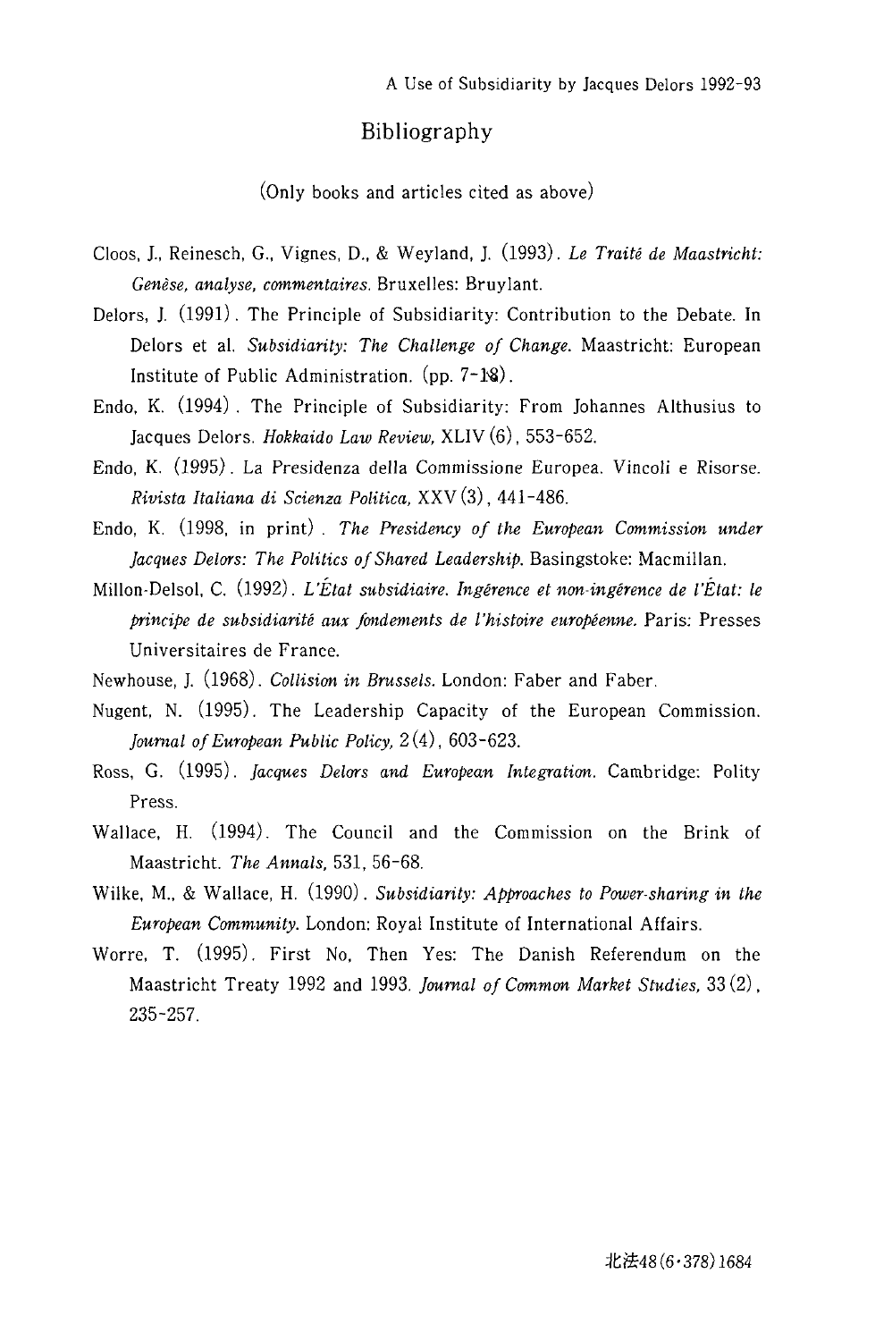## Bibliography

(Only books and articles cited as above)

Cloos, J., Reinesch, G., Vignes, D., & Weyland, J. (1993). *Le Traité de Maastricht: Genèse, analyse, commentaires.* Bruxelles: Bruylant.

Delors, J. (1991). The Principle of Subsidiarity: Contribution to the Debate. In Delors et al. *Subsidiarity: The Challenge of Change.* Maastricht: European Institute of Public Administration. (pp. 7-18).

Endo, K. (1994). The Principle of Subsidiarity: From Johannes Althusius to Jacques Delors. *Hokkaido Law Review,* XLIV (6), 553-652.

Endo, K. (1995). La Presidenza della Commissione Europea. Vincoli e Risorse. *Rivista Italiana di Scienza Politica,* XXV (3), 441-486.

Endo, K. (1998, in print). *The Presidency of the European Commission under Jacques Delors: The Politics of Shared Leadership.* Basingstoke: Macmillan.

Millon-Delsol, C. (1992). *L'État subsidiaire. Ingérence et non-ingérence de l'État: le principe de subsidiarité aux fondements de l'histoire européenne.* Paris: Presses Universitaires de France.

Newhouse, J. (1968). *Collision in Brussels.* London: Faber and Faber.

Nugent, N. (1995). The Leadership Capacity of the European Commission. *Journal of European Public Policy,* 2 (4), 603-623.

Ross, G. (1995). *Jacques Delors and European Integration.* Cambridge: Polity Press.

Wallace, H. (1994). The Council and the Commission on the Brink of Maastricht. *The Annals,* 531, 56-68.

Wilke, M., & Wallace, H. (1990). *Subsidiarity: Approaches to Power-sharing in the European Community.* London: Royal Institute of International Affairs.

Worre, T. (1995). First No, Then Yes: The Danish Referendum on the Maastricht Treaty 1992 and 1993. *Journal of Common Market Studies,* 33 (2), 235-257.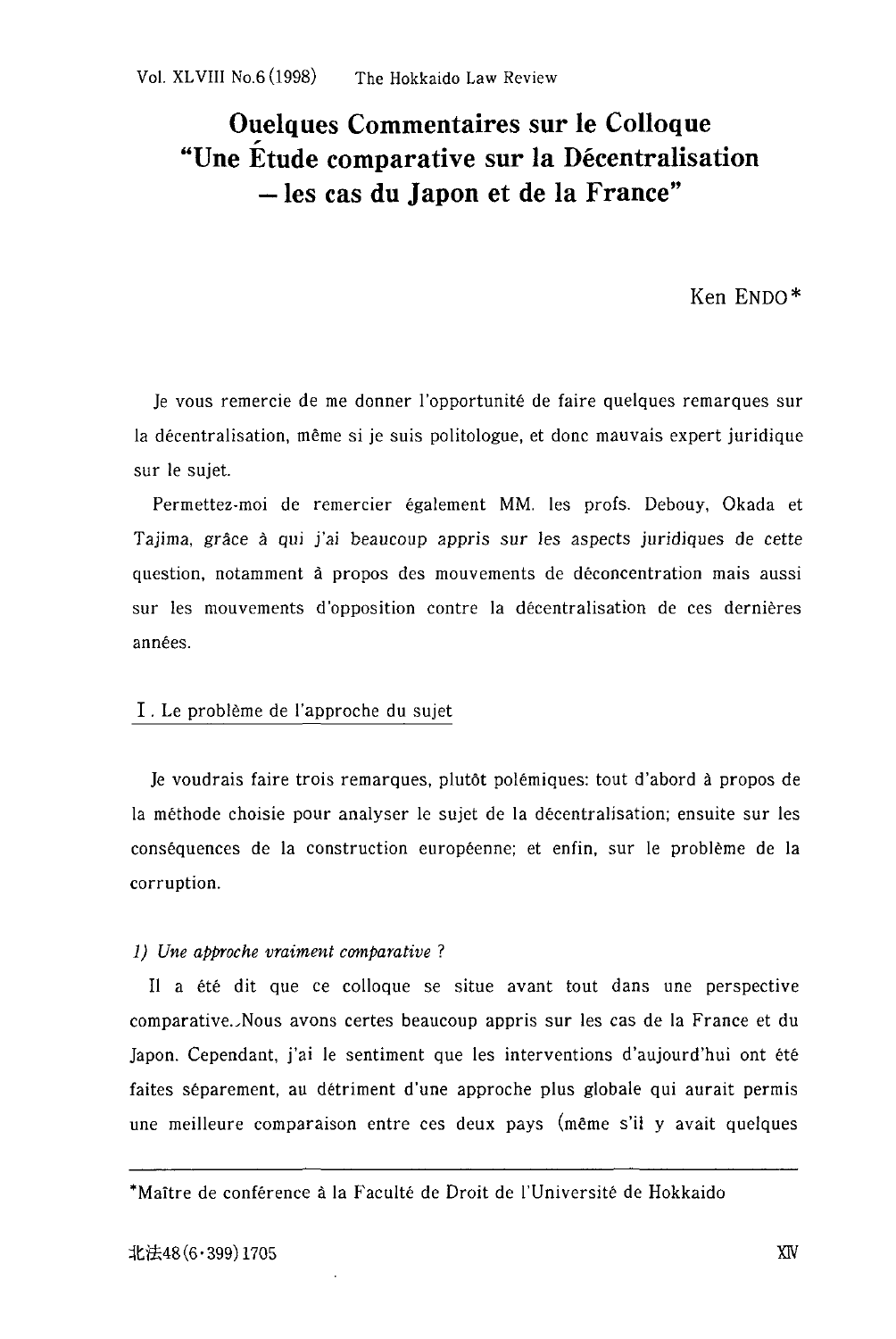# Ouelques Commentaires sur le Colloque "Une Étude comparative sur la Décentralisation – les cas du Japon et de la France"

Ken ENDO*

Je vous remercie de me donner l'opportunité de faire quelques remarques sur la décentralisation, même si je suis politologue, et donc mauvais expert juridique sur le sujet.

Permettez-moi de remercier également MM. les profs. Debouy, Okada et Tajima, grâce à qui j'ai beaucoup appris sur les aspects juridiques de cette question, notamment à propos des mouvements de déconcentration mais aussi sur les mouvements d'opposition contre la décentralisation de ces dernières années.

## I. Le problème de l'approche du sujet

Je voudrais faire trois remarques, plutôt polémiques: tout d'abord à propos de la méthode choisie pour analyser le sujet de la décentralisation; ensuite sur les conséquences de la construction européenne; et enfin, sur le problème de la corruption.

### *1) Une approche vraiment comparative ?*

Il a été dit que ce colloque se situe avant tout dans une perspective comparative..Nous avons certes beaucoup appris sur les cas de la France et du Japon. Cependant, j'ai le sentiment que les interventions d'aujourd'hui ont été faites séparement, au détriment d'une approche plus globale qui aurait permis une meilleure comparaison entre ces deux pays (même s'il y avait quelques

---

*Maître de conférence à la Faculté de Droit de l'Université de Hokkaido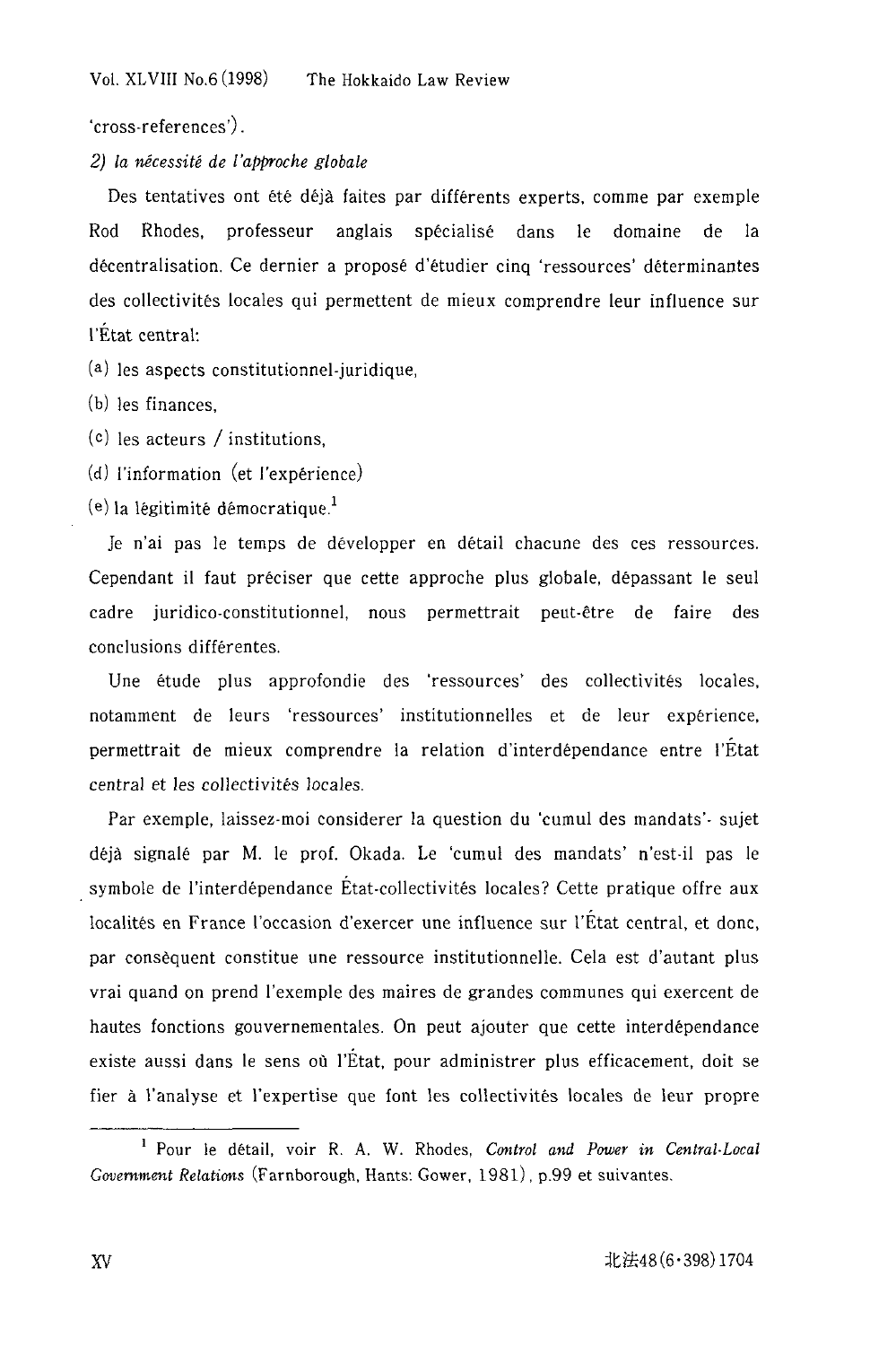'cross-references').

*2) la nécessité de l'approche globale*

Des tentatives ont été déjà faites par différents experts, comme par exemple Rod Rhodes, professeur anglais spécialisé dans le domaine de la décentralisation. Ce dernier a proposé d'étudier cinq 'ressources' déterminantes des collectivités locales qui permettent de mieux comprendre leur influence sur l'État central:

(a) les aspects constitutionnel-juridique,

(b) les finances,

(c) les acteurs / institutions,

(d) l'information (et l'expérience)

(e) la légitimité démocratique.[1]

Je n'ai pas le temps de développer en détail chacune des ces ressources. Cependant il faut préciser que cette approche plus globale, dépassant le seul cadre juridico-constitutionnel, nous permettrait peut-être de faire des conclusions différentes.

Une étude plus approfondie des 'ressources' des collectivités locales, notamment de leurs 'ressources' institutionnelles et de leur expérience, permettrait de mieux comprendre la relation d'interdépendance entre l'État central et les collectivités locales.

Par exemple, laissez-moi considerer la question du 'cumul des mandats'- sujet déjà signalé par M. le prof. Okada. Le 'cumul des mandats' n'est-il pas le symbole de l'interdépendance État-collectivités locales? Cette pratique offre aux localités en France l'occasion d'exercer une influence sur l'État central, et donc, par conséquent constitue une ressource institutionnelle. Cela est d'autant plus vrai quand on prend l'exemple des maires de grandes communes qui exercent de hautes fonctions gouvernementales. On peut ajouter que cette interdépendance existe aussi dans le sens où l'État, pour administrer plus efficacement, doit se fier à l'analyse et l'expertise que font les collectivités locales de leur propre

---

[1] Pour le détail, voir R. A. W. Rhodes, *Control and Power in Central-Local Government Relations* (Farnborough, Hants: Gower, 1981), p.99 et suivantes.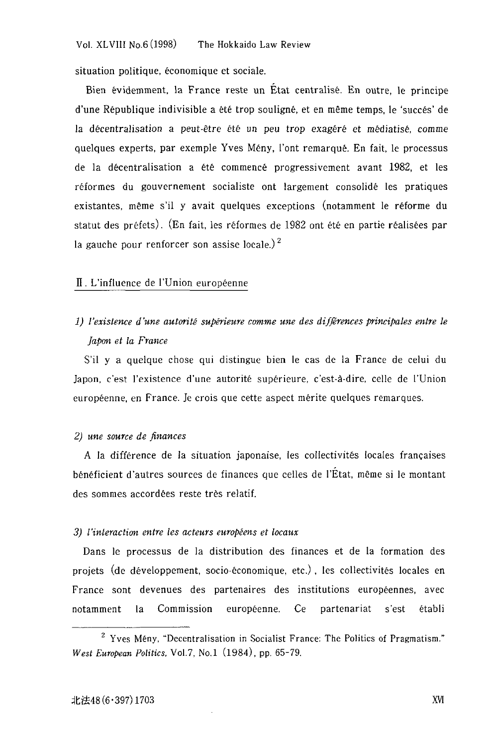situation politique, économique et sociale.

Bien évidemment, la France reste un État centralisé. En outre, le principe d'une République indivisible a été trop souligné, et en même temps, le 'succés' de la décentralisation a peut-être été un peu trop exagéré et médiatisé, comme quelques experts, par exemple Yves Mény, l'ont remarqué. En fait, le processus de la décentralisation a été commencé progressivement avant 1982, et les réformes du gouvernement socialiste ont largement consolidé les pratiques existantes, même s'il y avait quelques exceptions (notamment le réforme du statut des préfets). (En fait, les réformes de 1982 ont été en partie réalisées par la gauche pour renforcer son assise locale.) [2]

## II. L'influence de l'Union européenne

### *1) l'existence d'une autorité supérieure comme une des différences principales entre le Japon et la France*

S'il y a quelque chose qui distingue bien le cas de la France de celui du Japon, c'est l'existence d'une autorité supérieure, c'est-à-dire, celle de l'Union européenne, en France. Je crois que cette aspect mérite quelques remarques.

### *2) une source de finances*

A la différence de la situation japonaise, les collectivités locales françaises bénéficient d'autres sources de finances que celles de l'État, même si le montant des sommes accordées reste très relatif.

### *3) l'interaction entre les acteurs européens et locaux*

Dans le processus de la distribution des finances et de la formation des projets (de développement, socio-économique, etc.), les collectivités locales en France sont devenues des partenaires des institutions européennes, avec notamment la Commission européenne. Ce partenariat s'est établi

---

[2] Yves Mény, "Decentralisation in Socialist France: The Politics of Pragmatism." *West European Politics*, Vol.7, No.1 (1984), pp. 65-79.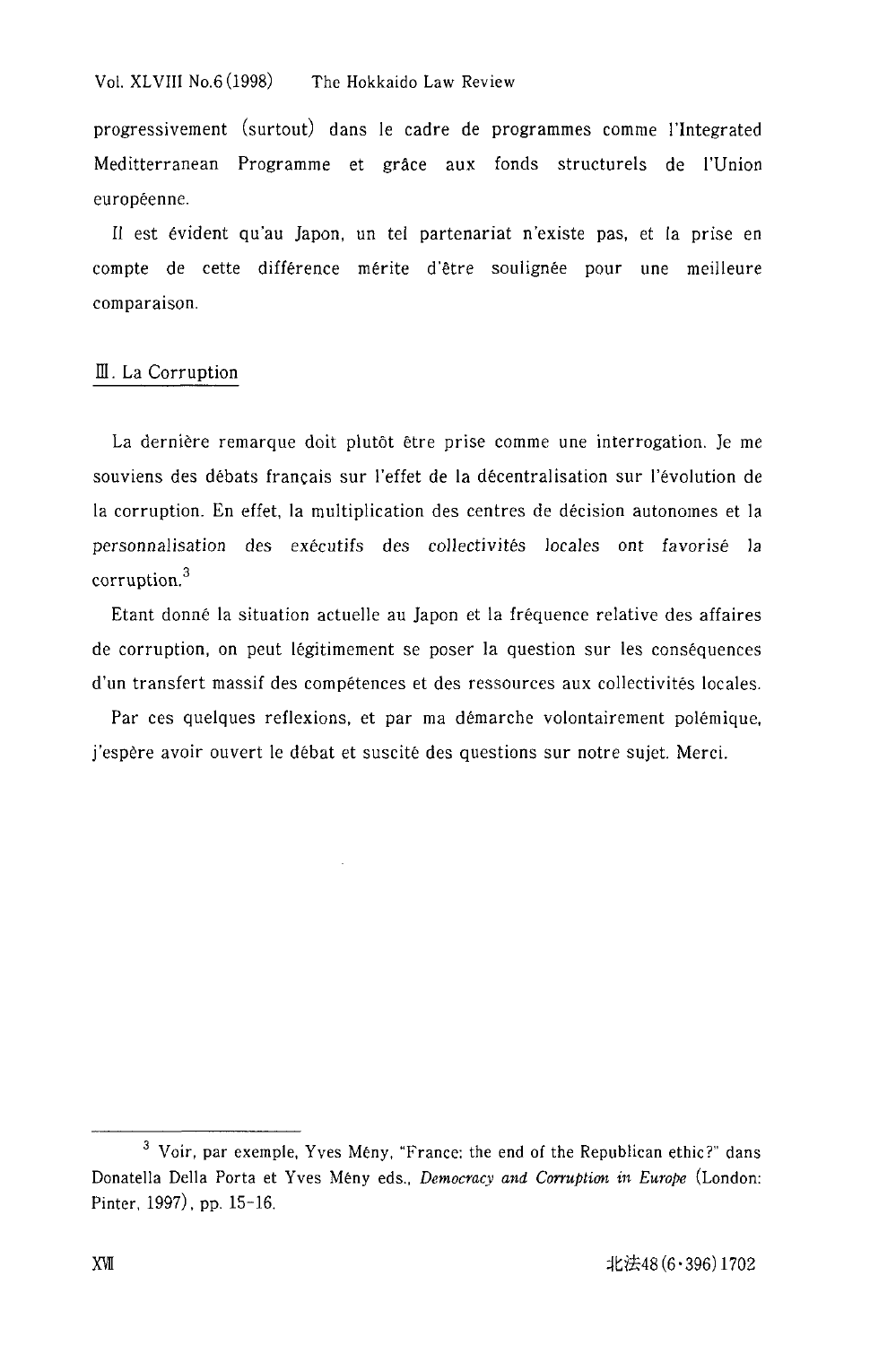progressivement (surtout) dans le cadre de programmes comme l'Integrated Meditterranean Programme et grâce aux fonds structurels de l'Union européenne.

Il est évident qu'au Japon, un tel partenariat n'existe pas, et la prise en compte de cette différence mérite d'être soulignée pour une meilleure comparaison.

## III. La Corruption

La dernière remarque doit plutôt être prise comme une interrogation. Je me souviens des débats français sur l'effet de la décentralisation sur l'évolution de la corruption. En effet, la multiplication des centres de décision autonomes et la personnalisation des exécutifs des collectivités locales ont favorisé la corruption.[3]

Etant donné la situation actuelle au Japon et la fréquence relative des affaires de corruption, on peut légitimement se poser la question sur les conséquences d'un transfert massif des compétences et des ressources aux collectivités locales.

Par ces quelques reflexions, et par ma démarche volontairement polémique, j'espère avoir ouvert le débat et suscité des questions sur notre sujet. Merci.

---

[3] Voir, par exemple, Yves Mény, "France: the end of the Republican ethic?" dans Donatella Della Porta et Yves Mény eds., *Democracy and Corruption in Europe* (London: Pinter, 1997), pp. 15-16.